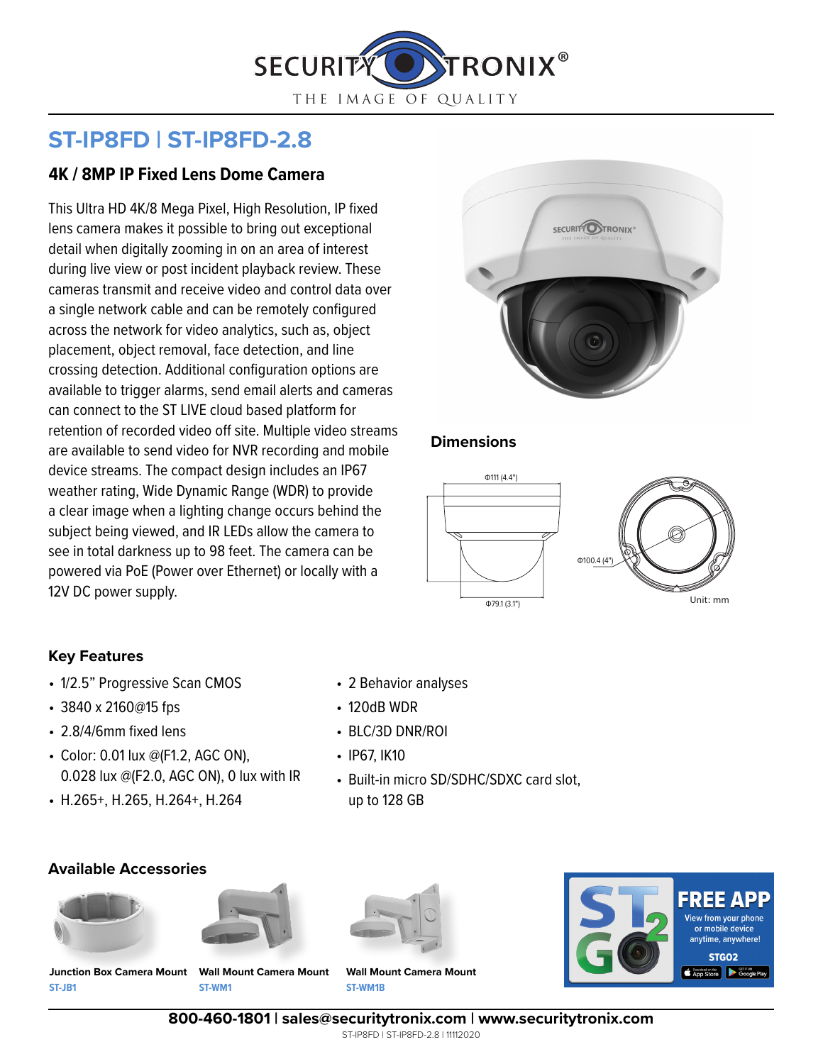SECURITYTRONIX®

THE IMAGE OF QUALITY

# ST-IP8FD | ST-IP8FD-2.8

## 4K / 8MP IP Fixed Lens Dome Camera

This Ultra HD 4K/8 Mega Pixel, High Resolution, IP fixed lens camera makes it possible to bring out exceptional detail when digitally zooming in on an area of interest during live view or post incident playback review. These cameras transmit and receive video and control data over a single network cable and can be remotely configured across the network for video analytics, such as, object placement, object removal, face detection, and line crossing detection. Additional configuration options are available to trigger alarms, send email alerts and cameras can connect to the ST LIVE cloud based platform for retention of recorded video off site. Multiple video streams are available to send video for NVR recording and mobile device streams. The compact design includes an IP67 weather rating, Wide Dynamic Range (WDR) to provide a clear image when a lighting change occurs behind the subject being viewed, and IR LEDs allow the camera to see in total darkness up to 98 feet. The camera can be powered via PoE (Power over Ethernet) or locally with a 12V DC power supply.

### Dimensions

Φ111 (4.4")

Φ79.1 (3.1")

Φ100.4 (4")

Unit: mm

### Key Features

- 1/2.5" Progressive Scan CMOS
- 3840 x 2160@15 fps
- 2.8/4/6mm fixed lens
- Color: 0.01 lux @(F1.2, AGC ON), 0.028 lux @(F2.0, AGC ON), 0 lux with IR
- H.265+, H.265, H.264+, H.264
- 2 Behavior analyses
- 120dB WDR
- BLC/3D DNR/ROI
- IP67, IK10
- Built-in micro SD/SDHC/SDXC card slot, up to 128 GB

### Available Accessories

**Junction Box Camera Mount**
ST-JB1

**Wall Mount Camera Mount**
ST-WM1

**Wall Mount Camera Mount**
ST-WM1B

**FREE APP**
View from your phone or mobile device anytime, anywhere!
STGO2

**800-460-1801 | sales@securitytronix.com | www.securitytronix.com**

ST-IP8FD | ST-IP8FD-2.8 | 11112020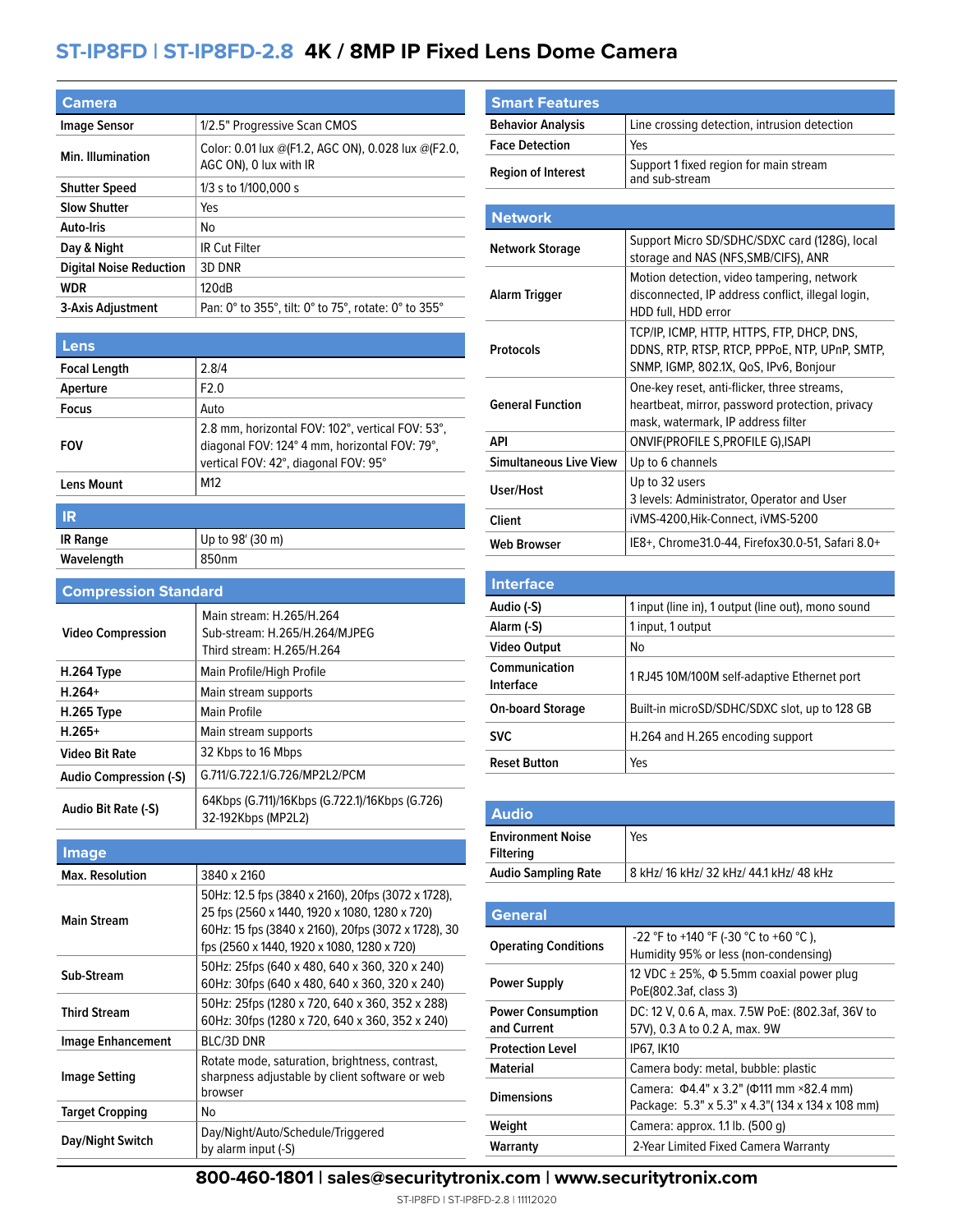# ST-IP8FD | ST-IP8FD-2.8 4K / 8MP IP Fixed Lens Dome Camera

| Camera | |
|---|---|
| Image Sensor | 1/2.5" Progressive Scan CMOS |
| Min. Illumination | Color: 0.01 lux @(F1.2, AGC ON), 0.028 lux @(F2.0, AGC ON), 0 lux with IR |
| Shutter Speed | 1/3 s to 1/100,000 s |
| Slow Shutter | Yes |
| Auto-Iris | No |
| Day & Night | IR Cut Filter |
| Digital Noise Reduction | 3D DNR |
| WDR | 120dB |
| 3-Axis Adjustment | Pan: 0° to 355°, tilt: 0° to 75°, rotate: 0° to 355° |

| Lens | |
|---|---|
| Focal Length | 2.8/4 |
| Aperture | F2.0 |
| Focus | Auto |
| FOV | 2.8 mm, horizontal FOV: 102°, vertical FOV: 53°, diagonal FOV: 124° 4 mm, horizontal FOV: 79°, vertical FOV: 42°, diagonal FOV: 95° |
| Lens Mount | M12 |

| IR | |
|---|---|
| IR Range | Up to 98' (30 m) |
| Wavelength | 850nm |

| Compression Standard | |
|---|---|
| Video Compression | Main stream: H.265/H.264<br>Sub-stream: H.265/H.264/MJPEG<br>Third stream: H.265/H.264 |
| H.264 Type | Main Profile/High Profile |
| H.264+ | Main stream supports |
| H.265 Type | Main Profile |
| H.265+ | Main stream supports |
| Video Bit Rate | 32 Kbps to 16 Mbps |
| Audio Compression (-S) | G.711/G.722.1/G.726/MP2L2/PCM |
| Audio Bit Rate (-S) | 64Kbps (G.711)/16Kbps (G.722.1)/16Kbps (G.726) 32-192Kbps (MP2L2) |

| Image | |
|---|---|
| Max. Resolution | 3840 x 2160 |
| Main Stream | 50Hz: 12.5 fps (3840 x 2160), 20fps (3072 x 1728), 25 fps (2560 x 1440, 1920 x 1080, 1280 x 720) 60Hz: 15 fps (3840 x 2160), 20fps (3072 x 1728), 30 fps (2560 x 1440, 1920 x 1080, 1280 x 720) |
| Sub-Stream | 50Hz: 25fps (640 x 480, 640 x 360, 320 x 240)<br>60Hz: 30fps (640 x 480, 640 x 360, 320 x 240) |
| Third Stream | 50Hz: 25fps (1280 x 720, 640 x 360, 352 x 288)<br>60Hz: 30fps (1280 x 720, 640 x 360, 352 x 240) |
| Image Enhancement | BLC/3D DNR |
| Image Setting | Rotate mode, saturation, brightness, contrast, sharpness adjustable by client software or web browser |
| Target Cropping | No |
| Day/Night Switch | Day/Night/Auto/Schedule/Triggered by alarm input (-S) |

| Smart Features | |
|---|---|
| Behavior Analysis | Line crossing detection, intrusion detection |
| Face Detection | Yes |
| Region of Interest | Support 1 fixed region for main stream and sub-stream |

| Network | |
|---|---|
| Network Storage | Support Micro SD/SDHC/SDXC card (128G), local storage and NAS (NFS,SMB/CIFS), ANR |
| Alarm Trigger | Motion detection, video tampering, network disconnected, IP address conflict, illegal login, HDD full, HDD error |
| Protocols | TCP/IP, ICMP, HTTP, HTTPS, FTP, DHCP, DNS, DDNS, RTP, RTSP, RTCP, PPPoE, NTP, UPnP, SMTP, SNMP, IGMP, 802.1X, QoS, IPv6, Bonjour |
| General Function | One-key reset, anti-flicker, three streams, heartbeat, mirror, password protection, privacy mask, watermark, IP address filter |
| API | ONVIF(PROFILE S,PROFILE G),ISAPI |
| Simultaneous Live View | Up to 6 channels |
| User/Host | Up to 32 users<br>3 levels: Administrator, Operator and User |
| Client | iVMS-4200,Hik-Connect, iVMS-5200 |
| Web Browser | IE8+, Chrome31.0-44, Firefox30.0-51, Safari 8.0+ |

| Interface | |
|---|---|
| Audio (-S) | 1 input (line in), 1 output (line out), mono sound |
| Alarm (-S) | 1 input, 1 output |
| Video Output | No |
| Communication Interface | 1 RJ45 10M/100M self-adaptive Ethernet port |
| On-board Storage | Built-in microSD/SDHC/SDXC slot, up to 128 GB |
| SVC | H.264 and H.265 encoding support |
| Reset Button | Yes |

| Audio | |
|---|---|
| Environment Noise Filtering | Yes |
| Audio Sampling Rate | 8 kHz/ 16 kHz/ 32 kHz/ 44.1 kHz/ 48 kHz |

| General | |
|---|---|
| Operating Conditions | -22 °F to +140 °F (-30 °C to +60 °C ),<br>Humidity 95% or less (non-condensing) |
| Power Supply | 12 VDC ± 25%, Φ 5.5mm coaxial power plug<br>PoE(802.3af, class 3) |
| Power Consumption and Current | DC: 12 V, 0.6 A, max. 7.5W PoE: (802.3af, 36V to 57V), 0.3 A to 0.2 A, max. 9W |
| Protection Level | IP67, IK10 |
| Material | Camera body: metal, bubble: plastic |
| Dimensions | Camera: Φ4.4" x 3.2" (Φ111 mm ×82.4 mm)<br>Package: 5.3" x 5.3" x 4.3"( 134 x 134 x 108 mm) |
| Weight | Camera: approx. 1.1 lb. (500 g) |
| Warranty | 2-Year Limited Fixed Camera Warranty |

**800-460-1801 | sales@securitytronix.com | www.securitytronix.com**

ST-IP8FD | ST-IP8FD-2.8 | 11112020